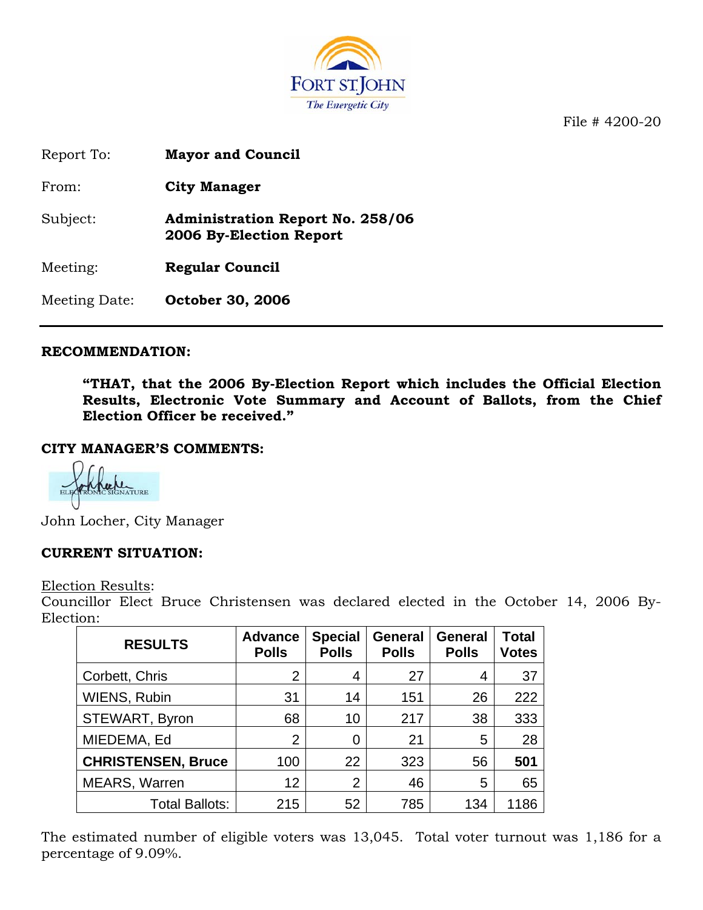FORT ST. JOHN
*The Energetic City*

File # 4200-20

Report To: **Mayor and Council**

From: **City Manager**

Subject: **Administration Report No. 258/06**
**2006 By-Election Report**

Meeting: **Regular Council**

Meeting Date: **October 30, 2006**

---

## RECOMMENDATION:

> **"THAT, that the 2006 By-Election Report which includes the Official Election Results, Electronic Vote Summary and Account of Ballots, from the Chief Election Officer be received."**

## CITY MANAGER'S COMMENTS:

ELECTRONIC SIGNATURE

John Locher, City Manager

## CURRENT SITUATION:

Election Results:
Councillor Elect Bruce Christensen was declared elected in the October 14, 2006 By-Election:

| RESULTS | Advance Polls | Special Polls | General Polls | General Polls | Total Votes |
|---|---|---|---|---|---|
| Corbett, Chris | 2 | 4 | 27 | 4 | 37 |
| WIENS, Rubin | 31 | 14 | 151 | 26 | 222 |
| STEWART, Byron | 68 | 10 | 217 | 38 | 333 |
| MIEDEMA, Ed | 2 | 0 | 21 | 5 | 28 |
| **CHRISTENSEN, Bruce** | 100 | 22 | 323 | 56 | **501** |
| MEARS, Warren | 12 | 2 | 46 | 5 | 65 |
| Total Ballots: | 215 | 52 | 785 | 134 | 1186 |

The estimated number of eligible voters was 13,045. Total voter turnout was 1,186 for a percentage of 9.09%.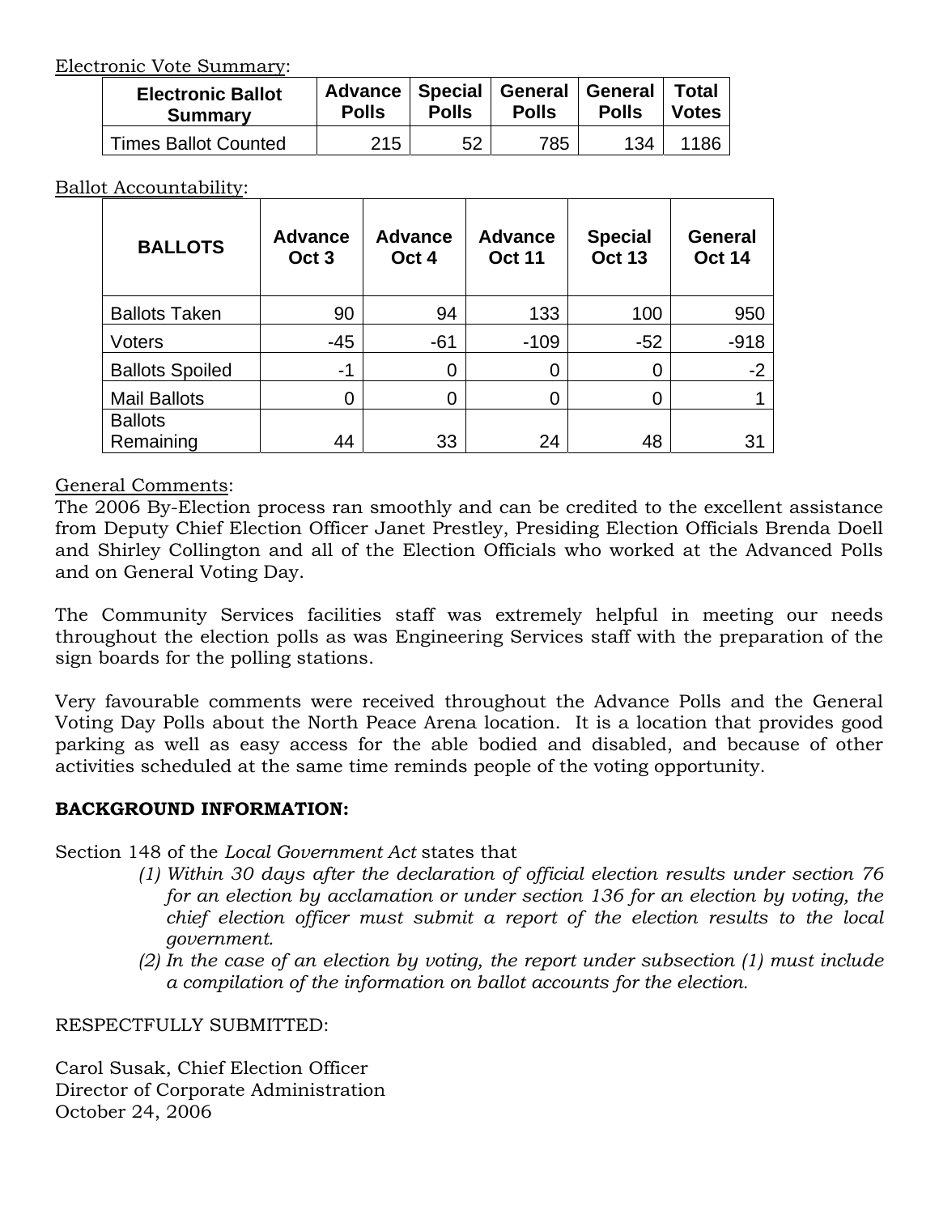Electronic Vote Summary:

| Electronic Ballot Summary | Advance Polls | Special Polls | General Polls | General Polls | Total Votes |
|---|---|---|---|---|---|
| Times Ballot Counted | 215 | 52 | 785 | 134 | 1186 |

Ballot Accountability:

| BALLOTS | Advance Oct 3 | Advance Oct 4 | Advance Oct 11 | Special Oct 13 | General Oct 14 |
|---|---|---|---|---|---|
| Ballots Taken | 90 | 94 | 133 | 100 | 950 |
| Voters | -45 | -61 | -109 | -52 | -918 |
| Ballots Spoiled | -1 | 0 | 0 | 0 | -2 |
| Mail Ballots | 0 | 0 | 0 | 0 | 1 |
| Ballots Remaining | 44 | 33 | 24 | 48 | 31 |

General Comments:

The 2006 By-Election process ran smoothly and can be credited to the excellent assistance from Deputy Chief Election Officer Janet Prestley, Presiding Election Officials Brenda Doell and Shirley Collington and all of the Election Officials who worked at the Advanced Polls and on General Voting Day.

The Community Services facilities staff was extremely helpful in meeting our needs throughout the election polls as was Engineering Services staff with the preparation of the sign boards for the polling stations.

Very favourable comments were received throughout the Advance Polls and the General Voting Day Polls about the North Peace Arena location. It is a location that provides good parking as well as easy access for the able bodied and disabled, and because of other activities scheduled at the same time reminds people of the voting opportunity.

**BACKGROUND INFORMATION:**

Section 148 of the *Local Government Act* states that

*(1) Within 30 days after the declaration of official election results under section 76 for an election by acclamation or under section 136 for an election by voting, the chief election officer must submit a report of the election results to the local government.*

*(2) In the case of an election by voting, the report under subsection (1) must include a compilation of the information on ballot accounts for the election.*

RESPECTFULLY SUBMITTED:

Carol Susak, Chief Election Officer
Director of Corporate Administration
October 24, 2006